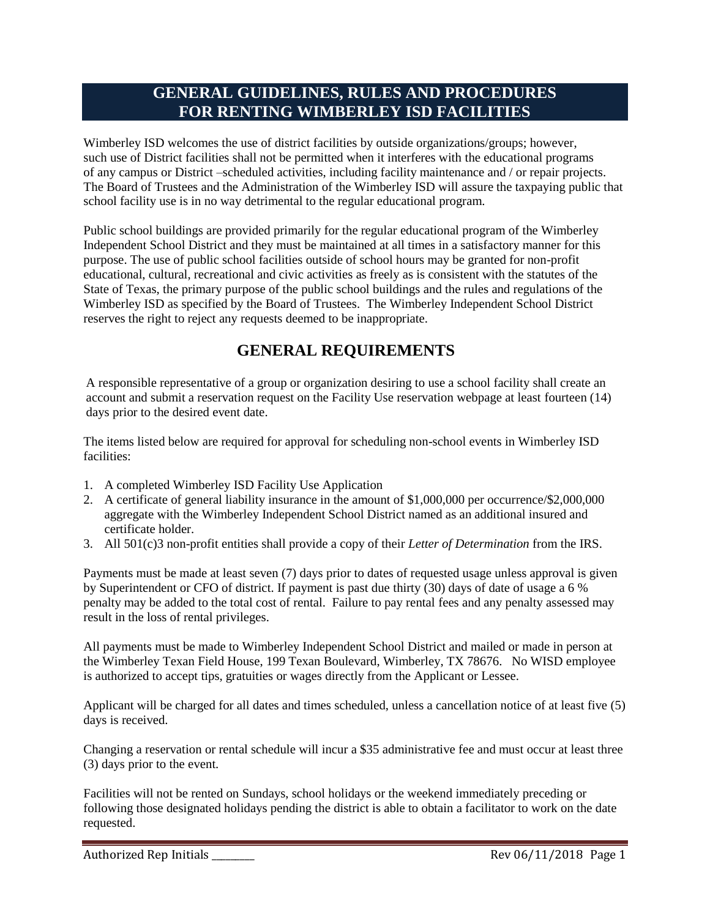# GENERAL GUIDELINES, RULES AND PROCEDURES FOR RENTING WIMBERLEY ISD FACILITIES

Wimberley ISD welcomes the use of district facilities by outside organizations/groups; however, such use of District facilities shall not be permitted when it interferes with the educational programs of any campus or District –scheduled activities, including facility maintenance and / or repair projects. The Board of Trustees and the Administration of the Wimberley ISD will assure the taxpaying public that school facility use is in no way detrimental to the regular educational program.

Public school buildings are provided primarily for the regular educational program of the Wimberley Independent School District and they must be maintained at all times in a satisfactory manner for this purpose. The use of public school facilities outside of school hours may be granted for non-profit educational, cultural, recreational and civic activities as freely as is consistent with the statutes of the State of Texas, the primary purpose of the public school buildings and the rules and regulations of the Wimberley ISD as specified by the Board of Trustees. The Wimberley Independent School District reserves the right to reject any requests deemed to be inappropriate.

## GENERAL REQUIREMENTS

A responsible representative of a group or organization desiring to use a school facility shall create an account and submit a reservation request on the Facility Use reservation webpage at least fourteen (14) days prior to the desired event date.

The items listed below are required for approval for scheduling non-school events in Wimberley ISD facilities:

1. A completed Wimberley ISD Facility Use Application
2. A certificate of general liability insurance in the amount of $1,000,000 per occurrence/$2,000,000 aggregate with the Wimberley Independent School District named as an additional insured and certificate holder.
3. All 501(c)3 non-profit entities shall provide a copy of their *Letter of Determination* from the IRS.

Payments must be made at least seven (7) days prior to dates of requested usage unless approval is given by Superintendent or CFO of district. If payment is past due thirty (30) days of date of usage a 6 % penalty may be added to the total cost of rental. Failure to pay rental fees and any penalty assessed may result in the loss of rental privileges.

All payments must be made to Wimberley Independent School District and mailed or made in person at the Wimberley Texan Field House, 199 Texan Boulevard, Wimberley, TX 78676. No WISD employee is authorized to accept tips, gratuities or wages directly from the Applicant or Lessee.

Applicant will be charged for all dates and times scheduled, unless a cancellation notice of at least five (5) days is received.

Changing a reservation or rental schedule will incur a $35 administrative fee and must occur at least three (3) days prior to the event.

Facilities will not be rented on Sundays, school holidays or the weekend immediately preceding or following those designated holidays pending the district is able to obtain a facilitator to work on the date requested.

Authorized Rep Initials _______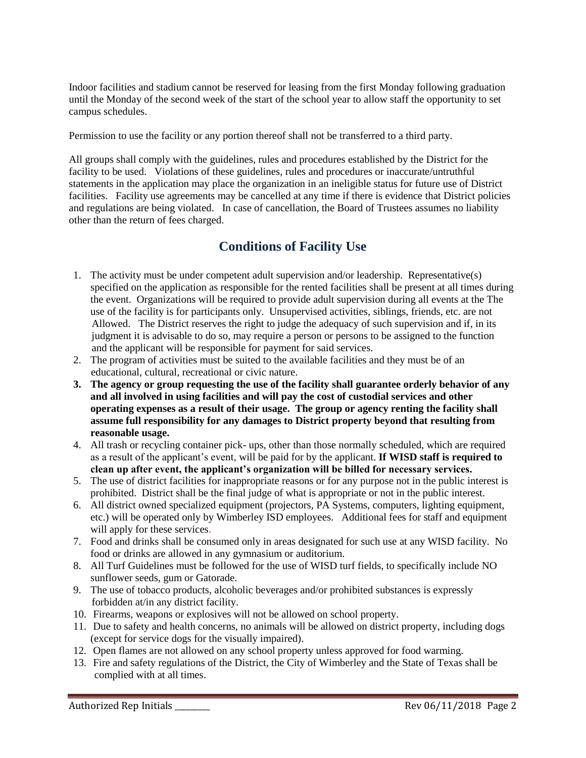Indoor facilities and stadium cannot be reserved for leasing from the first Monday following graduation until the Monday of the second week of the start of the school year to allow staff the opportunity to set campus schedules.

Permission to use the facility or any portion thereof shall not be transferred to a third party.

All groups shall comply with the guidelines, rules and procedures established by the District for the facility to be used. Violations of these guidelines, rules and procedures or inaccurate/untruthful statements in the application may place the organization in an ineligible status for future use of District facilities. Facility use agreements may be cancelled at any time if there is evidence that District policies and regulations are being violated. In case of cancellation, the Board of Trustees assumes no liability other than the return of fees charged.

## Conditions of Facility Use

1. The activity must be under competent adult supervision and/or leadership. Representative(s) specified on the application as responsible for the rented facilities shall be present at all times during the event. Organizations will be required to provide adult supervision during all events at the The use of the facility is for participants only. Unsupervised activities, siblings, friends, etc. are not Allowed. The District reserves the right to judge the adequacy of such supervision and if, in its judgment it is advisable to do so, may require a person or persons to be assigned to the function and the applicant will be responsible for payment for said services.
2. The program of activities must be suited to the available facilities and they must be of an educational, cultural, recreational or civic nature.
3. **The agency or group requesting the use of the facility shall guarantee orderly behavior of any and all involved in using facilities and will pay the cost of custodial services and other operating expenses as a result of their usage. The group or agency renting the facility shall assume full responsibility for any damages to District property beyond that resulting from reasonable usage.**
4. All trash or recycling container pick- ups, other than those normally scheduled, which are required as a result of the applicant's event, will be paid for by the applicant. **If WISD staff is required to clean up after event, the applicant's organization will be billed for necessary services.**
5. The use of district facilities for inappropriate reasons or for any purpose not in the public interest is prohibited. District shall be the final judge of what is appropriate or not in the public interest.
6. All district owned specialized equipment (projectors, PA Systems, computers, lighting equipment, etc.) will be operated only by Wimberley ISD employees. Additional fees for staff and equipment will apply for these services.
7. Food and drinks shall be consumed only in areas designated for such use at any WISD facility. No food or drinks are allowed in any gymnasium or auditorium.
8. All Turf Guidelines must be followed for the use of WISD turf fields, to specifically include NO sunflower seeds, gum or Gatorade.
9. The use of tobacco products, alcoholic beverages and/or prohibited substances is expressly forbidden at/in any district facility.
10. Firearms, weapons or explosives will not be allowed on school property.
11. Due to safety and health concerns, no animals will be allowed on district property, including dogs (except for service dogs for the visually impaired).
12. Open flames are not allowed on any school property unless approved for food warming.
13. Fire and safety regulations of the District, the City of Wimberley and the State of Texas shall be complied with at all times.

Authorized Rep Initials ________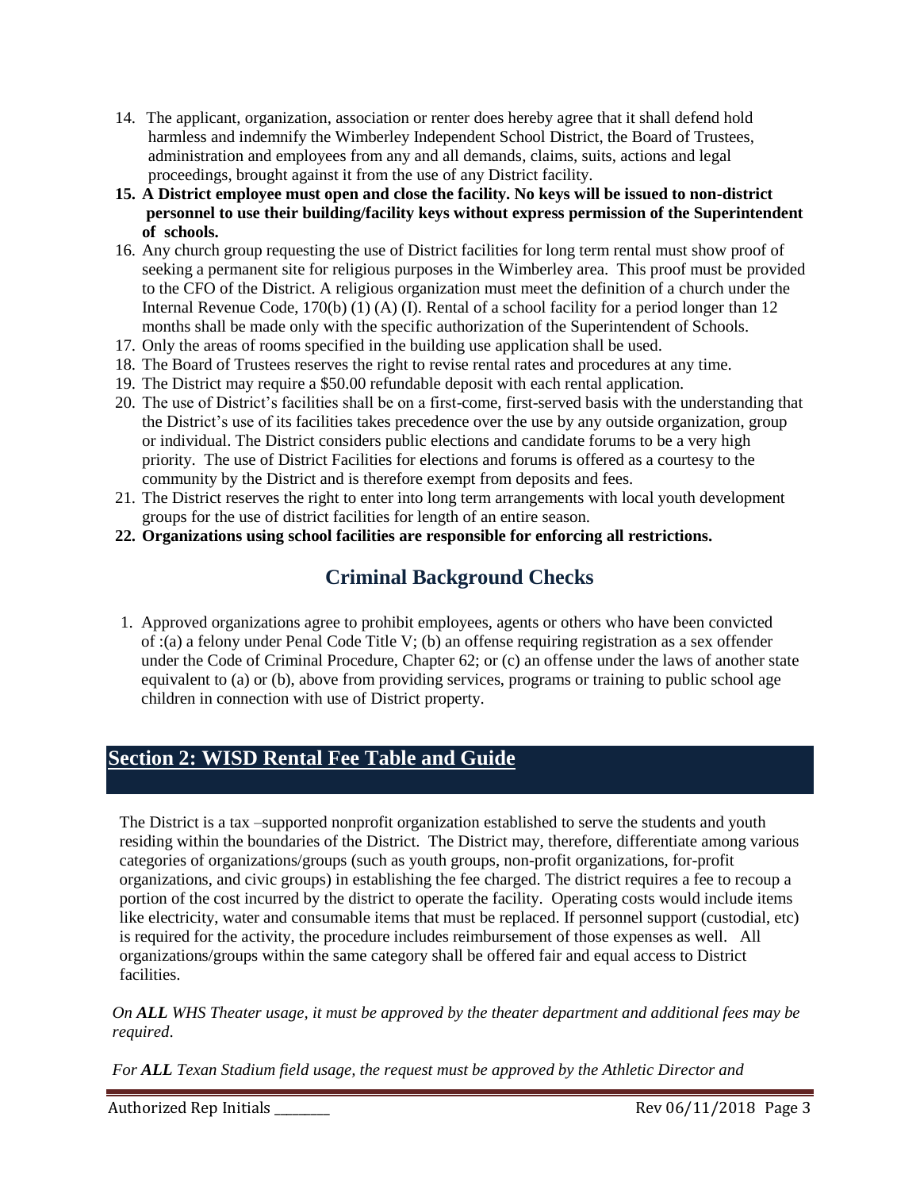14. The applicant, organization, association or renter does hereby agree that it shall defend hold harmless and indemnify the Wimberley Independent School District, the Board of Trustees, administration and employees from any and all demands, claims, suits, actions and legal proceedings, brought against it from the use of any District facility.
15. **A District employee must open and close the facility. No keys will be issued to non-district personnel to use their building/facility keys without express permission of the Superintendent of schools.**
16. Any church group requesting the use of District facilities for long term rental must show proof of seeking a permanent site for religious purposes in the Wimberley area. This proof must be provided to the CFO of the District. A religious organization must meet the definition of a church under the Internal Revenue Code, 170(b) (1) (A) (I). Rental of a school facility for a period longer than 12 months shall be made only with the specific authorization of the Superintendent of Schools.
17. Only the areas of rooms specified in the building use application shall be used.
18. The Board of Trustees reserves the right to revise rental rates and procedures at any time.
19. The District may require a $50.00 refundable deposit with each rental application.
20. The use of District's facilities shall be on a first-come, first-served basis with the understanding that the District's use of its facilities takes precedence over the use by any outside organization, group or individual. The District considers public elections and candidate forums to be a very high priority. The use of District Facilities for elections and forums is offered as a courtesy to the community by the District and is therefore exempt from deposits and fees.
21. The District reserves the right to enter into long term arrangements with local youth development groups for the use of district facilities for length of an entire season.
22. **Organizations using school facilities are responsible for enforcing all restrictions.**

## Criminal Background Checks

1. Approved organizations agree to prohibit employees, agents or others who have been convicted of :(a) a felony under Penal Code Title V; (b) an offense requiring registration as a sex offender under the Code of Criminal Procedure, Chapter 62; or (c) an offense under the laws of another state equivalent to (a) or (b), above from providing services, programs or training to public school age children in connection with use of District property.

## Section 2: WISD Rental Fee Table and Guide

The District is a tax –supported nonprofit organization established to serve the students and youth residing within the boundaries of the District. The District may, therefore, differentiate among various categories of organizations/groups (such as youth groups, non-profit organizations, for-profit organizations, and civic groups) in establishing the fee charged. The district requires a fee to recoup a portion of the cost incurred by the district to operate the facility. Operating costs would include items like electricity, water and consumable items that must be replaced. If personnel support (custodial, etc) is required for the activity, the procedure includes reimbursement of those expenses as well. All organizations/groups within the same category shall be offered fair and equal access to District facilities.

*On **ALL** WHS Theater usage, it must be approved by the theater department and additional fees may be required.*

*For **ALL** Texan Stadium field usage, the request must be approved by the Athletic Director and*

Authorized Rep Initials ________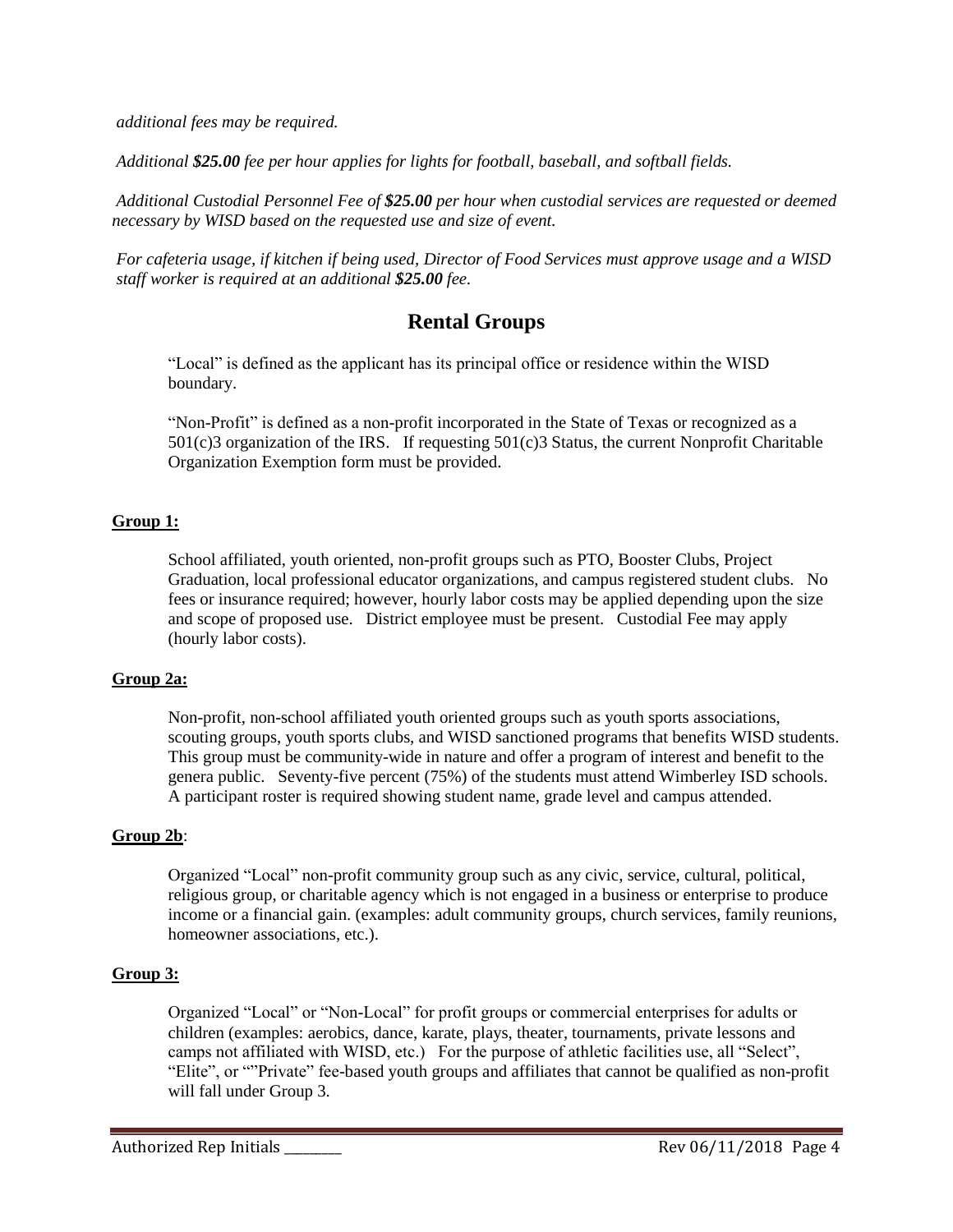*additional fees may be required.*

*Additional **$25.00** fee per hour applies for lights for football, baseball, and softball fields.*

*Additional Custodial Personnel Fee of **$25.00** per hour when custodial services are requested or deemed necessary by WISD based on the requested use and size of event.*

*For cafeteria usage, if kitchen if being used, Director of Food Services must approve usage and a WISD staff worker is required at an additional **$25.00** fee.*

## Rental Groups

"Local" is defined as the applicant has its principal office or residence within the WISD boundary.

"Non-Profit" is defined as a non-profit incorporated in the State of Texas or recognized as a 501(c)3 organization of the IRS. If requesting 501(c)3 Status, the current Nonprofit Charitable Organization Exemption form must be provided.

**Group 1:**

School affiliated, youth oriented, non-profit groups such as PTO, Booster Clubs, Project Graduation, local professional educator organizations, and campus registered student clubs. No fees or insurance required; however, hourly labor costs may be applied depending upon the size and scope of proposed use. District employee must be present. Custodial Fee may apply (hourly labor costs).

**Group 2a:**

Non-profit, non-school affiliated youth oriented groups such as youth sports associations, scouting groups, youth sports clubs, and WISD sanctioned programs that benefits WISD students. This group must be community-wide in nature and offer a program of interest and benefit to the genera public. Seventy-five percent (75%) of the students must attend Wimberley ISD schools. A participant roster is required showing student name, grade level and campus attended.

**Group 2b**:

Organized "Local" non-profit community group such as any civic, service, cultural, political, religious group, or charitable agency which is not engaged in a business or enterprise to produce income or a financial gain. (examples: adult community groups, church services, family reunions, homeowner associations, etc.).

**Group 3:**

Organized "Local" or "Non-Local" for profit groups or commercial enterprises for adults or children (examples: aerobics, dance, karate, plays, theater, tournaments, private lessons and camps not affiliated with WISD, etc.) For the purpose of athletic facilities use, all "Select", "Elite", or ""Private" fee-based youth groups and affiliates that cannot be qualified as non-profit will fall under Group 3.

Authorized Rep Initials _______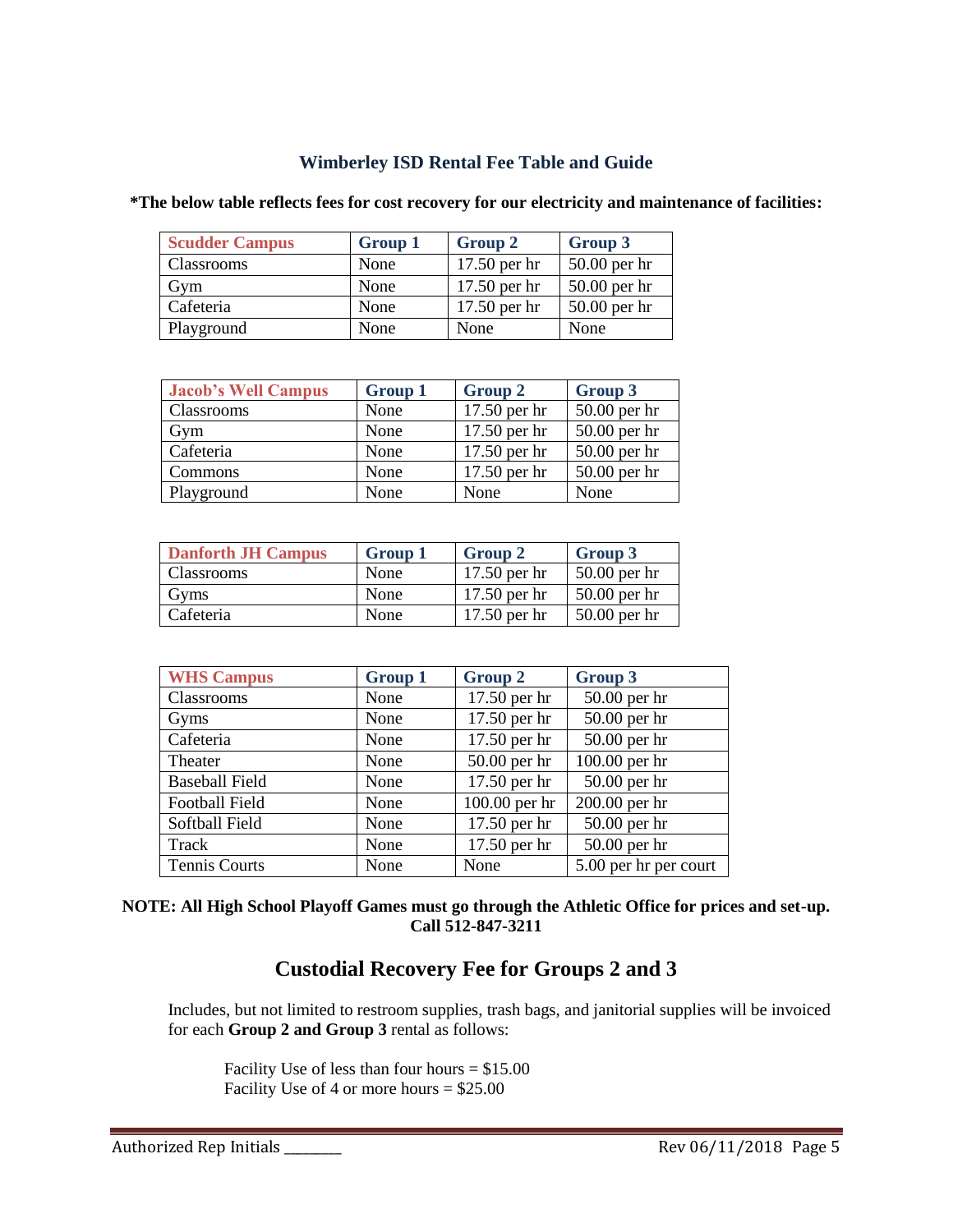## Wimberley ISD Rental Fee Table and Guide

**\*The below table reflects fees for cost recovery for our electricity and maintenance of facilities:**

| Scudder Campus | Group 1 | Group 2 | Group 3 |
|---|---|---|---|
| Classrooms | None | 17.50 per hr | 50.00 per hr |
| Gym | None | 17.50 per hr | 50.00 per hr |
| Cafeteria | None | 17.50 per hr | 50.00 per hr |
| Playground | None | None | None |

| Jacob's Well Campus | Group 1 | Group 2 | Group 3 |
|---|---|---|---|
| Classrooms | None | 17.50 per hr | 50.00 per hr |
| Gym | None | 17.50 per hr | 50.00 per hr |
| Cafeteria | None | 17.50 per hr | 50.00 per hr |
| Commons | None | 17.50 per hr | 50.00 per hr |
| Playground | None | None | None |

| Danforth JH Campus | Group 1 | Group 2 | Group 3 |
|---|---|---|---|
| Classrooms | None | 17.50 per hr | 50.00 per hr |
| Gyms | None | 17.50 per hr | 50.00 per hr |
| Cafeteria | None | 17.50 per hr | 50.00 per hr |

| WHS Campus | Group 1 | Group 2 | Group 3 |
|---|---|---|---|
| Classrooms | None | 17.50 per hr | 50.00 per hr |
| Gyms | None | 17.50 per hr | 50.00 per hr |
| Cafeteria | None | 17.50 per hr | 50.00 per hr |
| Theater | None | 50.00 per hr | 100.00 per hr |
| Baseball Field | None | 17.50 per hr | 50.00 per hr |
| Football Field | None | 100.00 per hr | 200.00 per hr |
| Softball Field | None | 17.50 per hr | 50.00 per hr |
| Track | None | 17.50 per hr | 50.00 per hr |
| Tennis Courts | None | None | 5.00 per hr per court |

**NOTE: All High School Playoff Games must go through the Athletic Office for prices and set-up. Call 512-847-3211**

## Custodial Recovery Fee for Groups 2 and 3

Includes, but not limited to restroom supplies, trash bags, and janitorial supplies will be invoiced for each **Group 2 and Group 3** rental as follows:

Facility Use of less than four hours = $15.00
Facility Use of 4 or more hours = $25.00

Authorized Rep Initials _______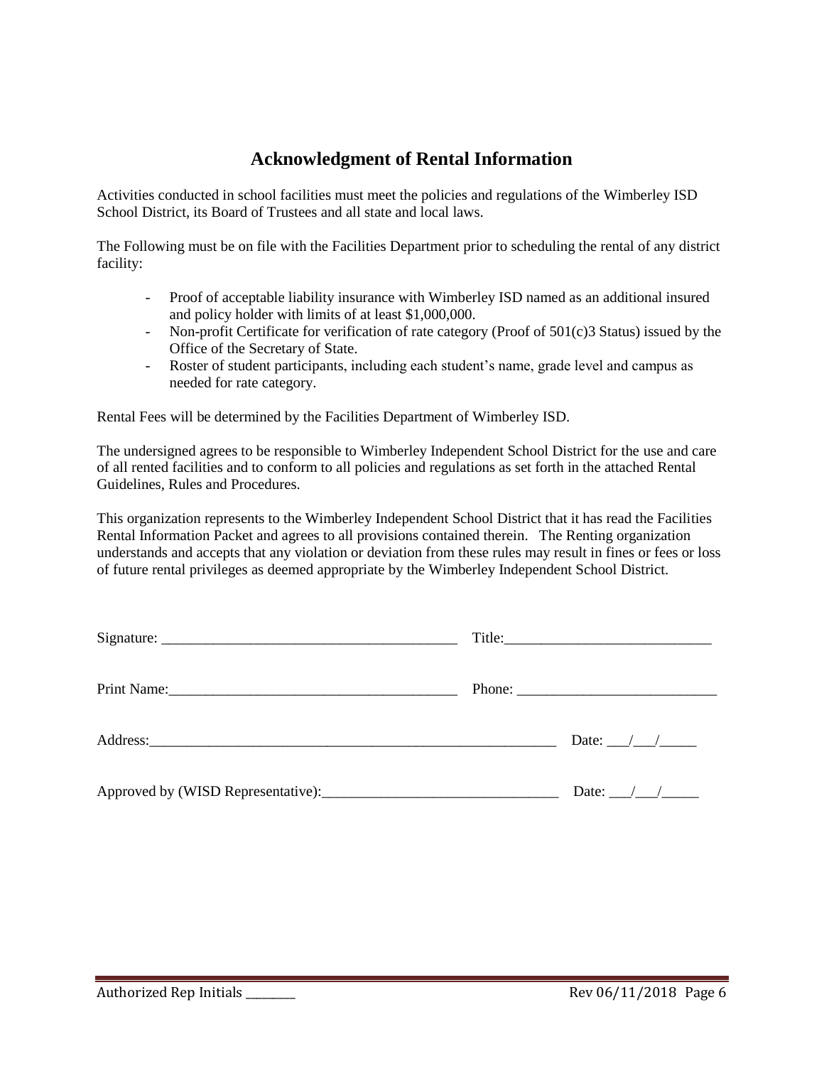# Acknowledgment of Rental Information

Activities conducted in school facilities must meet the policies and regulations of the Wimberley ISD School District, its Board of Trustees and all state and local laws.

The Following must be on file with the Facilities Department prior to scheduling the rental of any district facility:

- Proof of acceptable liability insurance with Wimberley ISD named as an additional insured and policy holder with limits of at least $1,000,000.
- Non-profit Certificate for verification of rate category (Proof of 501(c)3 Status) issued by the Office of the Secretary of State.
- Roster of student participants, including each student's name, grade level and campus as needed for rate category.

Rental Fees will be determined by the Facilities Department of Wimberley ISD.

The undersigned agrees to be responsible to Wimberley Independent School District for the use and care of all rented facilities and to conform to all policies and regulations as set forth in the attached Rental Guidelines, Rules and Procedures.

This organization represents to the Wimberley Independent School District that it has read the Facilities Rental Information Packet and agrees to all provisions contained therein. The Renting organization understands and accepts that any violation or deviation from these rules may result in fines or fees or loss of future rental privileges as deemed appropriate by the Wimberley Independent School District.

Signature: ________________________________________ Title:____________________________

Print Name:_______________________________________ Phone: ___________________________

Address:_________________________________________________________ Date: ___/___/_____

Approved by (WISD Representative):________________________________ Date: ___/___/_____

Authorized Rep Initials _______